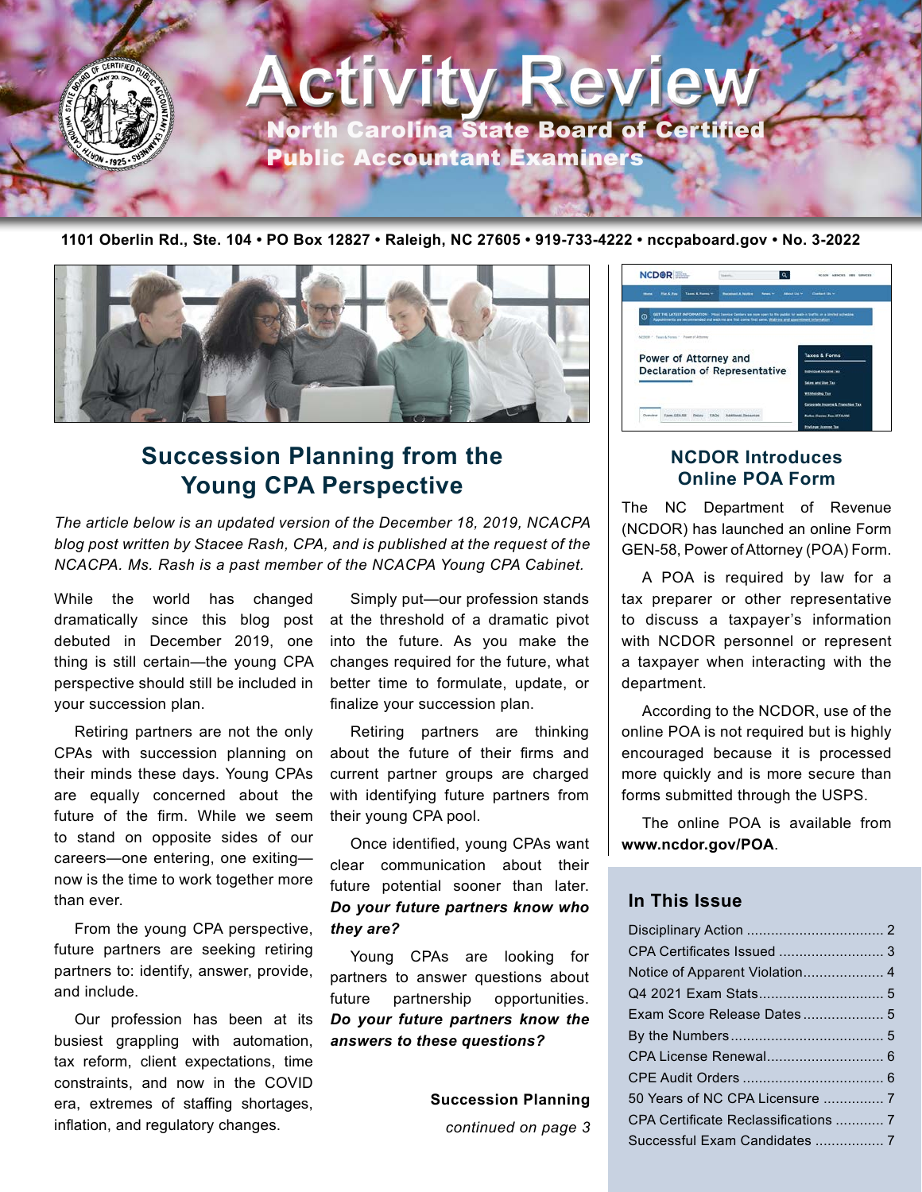# Activity Review

## North Carolina State Board of Certified Public Accountant Examiners

1101 Oberlin Rd., Ste. 104 • PO Box 12827 • Raleigh, NC 27605 • 919-733-4222 • nccpaboard.gov • No. 3-2022

## Succession Planning from the Young CPA Perspective

*The article below is an updated version of the December 18, 2019, NCACPA blog post written by Stacee Rash, CPA, and is published at the request of the NCACPA. Ms. Rash is a past member of the NCACPA Young CPA Cabinet.*

While the world has changed dramatically since this blog post debuted in December 2019, one thing is still certain—the young CPA perspective should still be included in your succession plan.

Retiring partners are not the only CPAs with succession planning on their minds these days. Young CPAs are equally concerned about the future of the firm. While we seem to stand on opposite sides of our careers—one entering, one exiting—now is the time to work together more than ever.

From the young CPA perspective, future partners are seeking retiring partners to: identify, answer, provide, and include.

Our profession has been at its busiest grappling with automation, tax reform, client expectations, time constraints, and now in the COVID era, extremes of staffing shortages, inflation, and regulatory changes.

Simply put—our profession stands at the threshold of a dramatic pivot into the future. As you make the changes required for the future, what better time to formulate, update, or finalize your succession plan.

Retiring partners are thinking about the future of their firms and current partner groups are charged with identifying future partners from their young CPA pool.

Once identified, young CPAs want clear communication about their future potential sooner than later. ***Do your future partners know who they are?***

Young CPAs are looking for partners to answer questions about future partnership opportunities. ***Do your future partners know the answers to these questions?***

**Succession Planning**

*continued on page 3*

## NCDOR Introduces Online POA Form

The NC Department of Revenue (NCDOR) has launched an online Form GEN-58, Power of Attorney (POA) Form.

A POA is required by law for a tax preparer or other representative to discuss a taxpayer's information with NCDOR personnel or represent a taxpayer when interacting with the department.

According to the NCDOR, use of the online POA is not required but is highly encouraged because it is processed more quickly and is more secure than forms submitted through the USPS.

The online POA is available from **www.ncdor.gov/POA**.

## In This Issue

- Disciplinary Action ..... 2
- CPA Certificates Issued ..... 3
- Notice of Apparent Violation ..... 4
- Q4 2021 Exam Stats ..... 5
- Exam Score Release Dates ..... 5
- By the Numbers ..... 5
- CPA License Renewal ..... 6
- CPE Audit Orders ..... 6
- 50 Years of NC CPA Licensure ..... 7
- CPA Certificate Reclassifications ..... 7
- Successful Exam Candidates ..... 7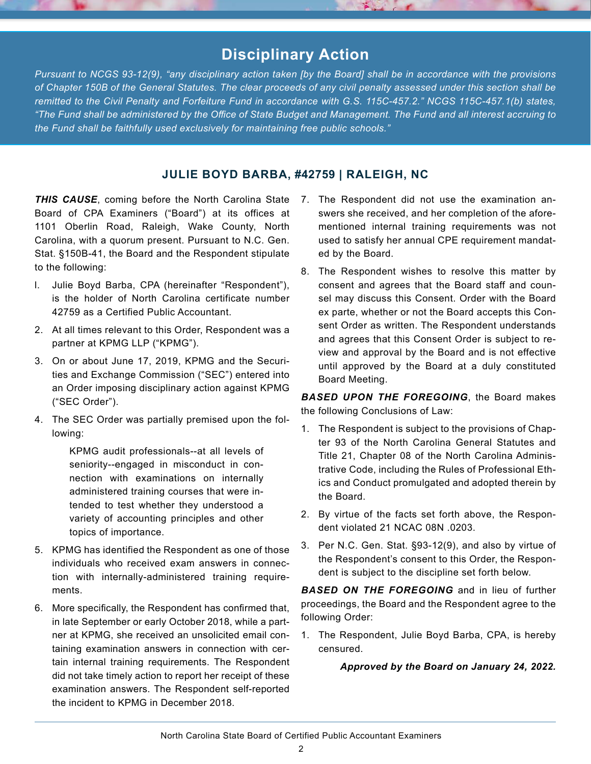# Disciplinary Action

*Pursuant to NCGS 93-12(9), "any disciplinary action taken [by the Board] shall be in accordance with the provisions of Chapter 150B of the General Statutes. The clear proceeds of any civil penalty assessed under this section shall be remitted to the Civil Penalty and Forfeiture Fund in accordance with G.S. 115C-457.2." NCGS 115C-457.1(b) states, "The Fund shall be administered by the Office of State Budget and Management. The Fund and all interest accruing to the Fund shall be faithfully used exclusively for maintaining free public schools."*

## JULIE BOYD BARBA, #42759 | RALEIGH, NC

***THIS CAUSE***, coming before the North Carolina State Board of CPA Examiners ("Board") at its offices at 1101 Oberlin Road, Raleigh, Wake County, North Carolina, with a quorum present. Pursuant to N.C. Gen. Stat. §150B-41, the Board and the Respondent stipulate to the following:

1. Julie Boyd Barba, CPA (hereinafter "Respondent"), is the holder of North Carolina certificate number 42759 as a Certified Public Accountant.
2. At all times relevant to this Order, Respondent was a partner at KPMG LLP ("KPMG").
3. On or about June 17, 2019, KPMG and the Securities and Exchange Commission ("SEC") entered into an Order imposing disciplinary action against KPMG ("SEC Order").
4. The SEC Order was partially premised upon the following:

   > KPMG audit professionals--at all levels of seniority--engaged in misconduct in connection with examinations on internally administered training courses that were intended to test whether they understood a variety of accounting principles and other topics of importance.

5. KPMG has identified the Respondent as one of those individuals who received exam answers in connection with internally-administered training requirements.
6. More specifically, the Respondent has confirmed that, in late September or early October 2018, while a partner at KPMG, she received an unsolicited email containing examination answers in connection with certain internal training requirements. The Respondent did not take timely action to report her receipt of these examination answers. The Respondent self-reported the incident to KPMG in December 2018.
7. The Respondent did not use the examination answers she received, and her completion of the aforementioned internal training requirements was not used to satisfy her annual CPE requirement mandated by the Board.
8. The Respondent wishes to resolve this matter by consent and agrees that the Board staff and counsel may discuss this Consent. Order with the Board ex parte, whether or not the Board accepts this Consent Order as written. The Respondent understands and agrees that this Consent Order is subject to review and approval by the Board and is not effective until approved by the Board at a duly constituted Board Meeting.

***BASED UPON THE FOREGOING***, the Board makes the following Conclusions of Law:

1. The Respondent is subject to the provisions of Chapter 93 of the North Carolina General Statutes and Title 21, Chapter 08 of the North Carolina Administrative Code, including the Rules of Professional Ethics and Conduct promulgated and adopted therein by the Board.
2. By virtue of the facts set forth above, the Respondent violated 21 NCAC 08N .0203.
3. Per N.C. Gen. Stat. §93-12(9), and also by virtue of the Respondent's consent to this Order, the Respondent is subject to the discipline set forth below.

***BASED ON THE FOREGOING*** and in lieu of further proceedings, the Board and the Respondent agree to the following Order:

1. The Respondent, Julie Boyd Barba, CPA, is hereby censured.

***Approved by the Board on January 24, 2022.***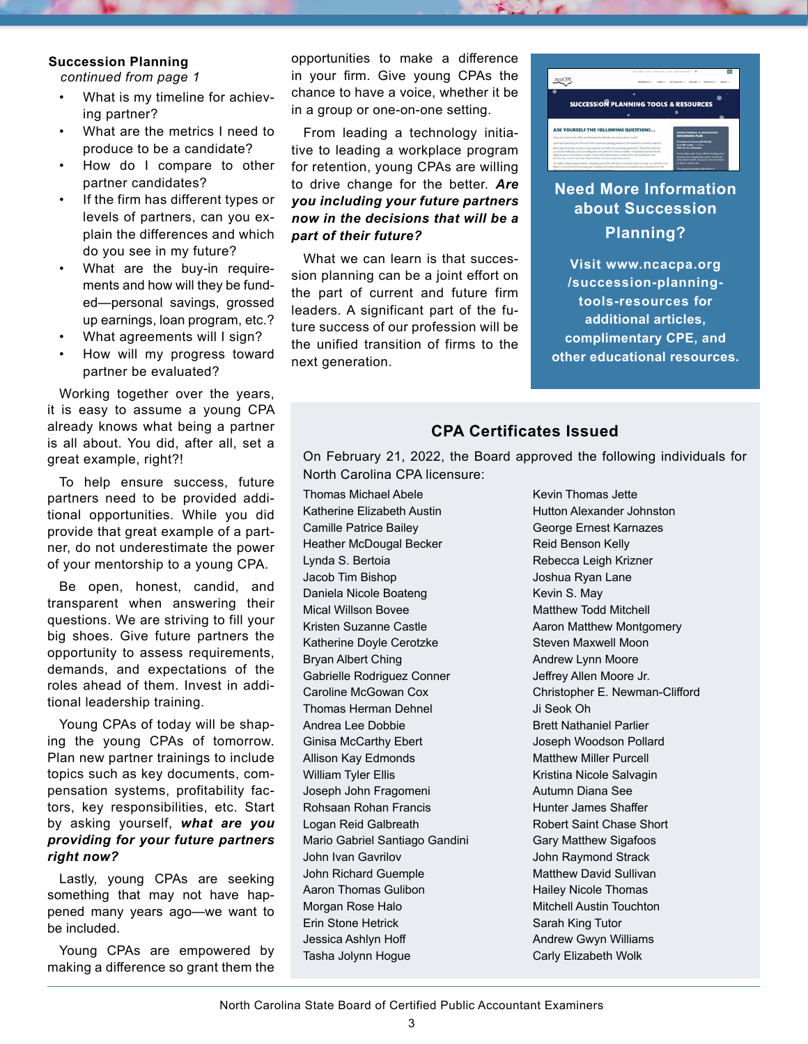## Succession Planning

*continued from page 1*

- What is my timeline for achieving partner?
- What are the metrics I need to produce to be a candidate?
- How do I compare to other partner candidates?
- If the firm has different types or levels of partners, can you explain the differences and which do you see in my future?
- What are the buy-in requirements and how will they be funded—personal savings, grossed up earnings, loan program, etc.?
- What agreements will I sign?
- How will my progress toward partner be evaluated?

Working together over the years, it is easy to assume a young CPA already knows what being a partner is all about. You did, after all, set a great example, right?!

To help ensure success, future partners need to be provided additional opportunities. While you did provide that great example of a partner, do not underestimate the power of your mentorship to a young CPA.

Be open, honest, candid, and transparent when answering their questions. We are striving to fill your big shoes. Give future partners the opportunity to assess requirements, demands, and expectations of the roles ahead of them. Invest in additional leadership training.

Young CPAs of today will be shaping the young CPAs of tomorrow. Plan new partner trainings to include topics such as key documents, compensation systems, profitability factors, key responsibilities, etc. Start by asking yourself, ***what are you providing for your future partners right now?***

Lastly, young CPAs are seeking something that may not have happened many years ago—we want to be included.

Young CPAs are empowered by making a difference so grant them the opportunities to make a difference in your firm. Give young CPAs the chance to have a voice, whether it be in a group or one-on-one setting.

From leading a technology initiative to leading a workplace program for retention, young CPAs are willing to drive change for the better. ***Are you including your future partners now in the decisions that will be a part of their future?***

What we can learn is that succession planning can be a joint effort on the part of current and future firm leaders. A significant part of the future success of our profession will be the unified transition of firms to the next generation.

### Need More Information about Succession Planning?

**Visit www.ncacpa.org/succession-planning-tools-resources for additional articles, complimentary CPE, and other educational resources.**

## CPA Certificates Issued

On February 21, 2022, the Board approved the following individuals for North Carolina CPA licensure:

Thomas Michael Abele
Katherine Elizabeth Austin
Camille Patrice Bailey
Heather McDougal Becker
Lynda S. Bertoia
Jacob Tim Bishop
Daniela Nicole Boateng
Mical Willson Bovee
Kristen Suzanne Castle
Katherine Doyle Cerotzke
Bryan Albert Ching
Gabrielle Rodriguez Conner
Caroline McGowan Cox
Thomas Herman Dehnel
Andrea Lee Dobbie
Ginisa McCarthy Ebert
Allison Kay Edmonds
William Tyler Ellis
Joseph John Fragomeni
Rohsaan Rohan Francis
Logan Reid Galbreath
Mario Gabriel Santiago Gandini
John Ivan Gavrilov
John Richard Guemple
Aaron Thomas Gulibon
Morgan Rose Halo
Erin Stone Hetrick
Jessica Ashlyn Hoff
Tasha Jolynn Hogue
Kevin Thomas Jette
Hutton Alexander Johnston
George Ernest Karnazes
Reid Benson Kelly
Rebecca Leigh Krizner
Joshua Ryan Lane
Kevin S. May
Matthew Todd Mitchell
Aaron Matthew Montgomery
Steven Maxwell Moon
Andrew Lynn Moore
Jeffrey Allen Moore Jr.
Christopher E. Newman-Clifford
Ji Seok Oh
Brett Nathaniel Parlier
Joseph Woodson Pollard
Matthew Miller Purcell
Kristina Nicole Salvagin
Autumn Diana See
Hunter James Shaffer
Robert Saint Chase Short
Gary Matthew Sigafoos
John Raymond Strack
Matthew David Sullivan
Hailey Nicole Thomas
Mitchell Austin Touchton
Sarah King Tutor
Andrew Gwyn Williams
Carly Elizabeth Wolk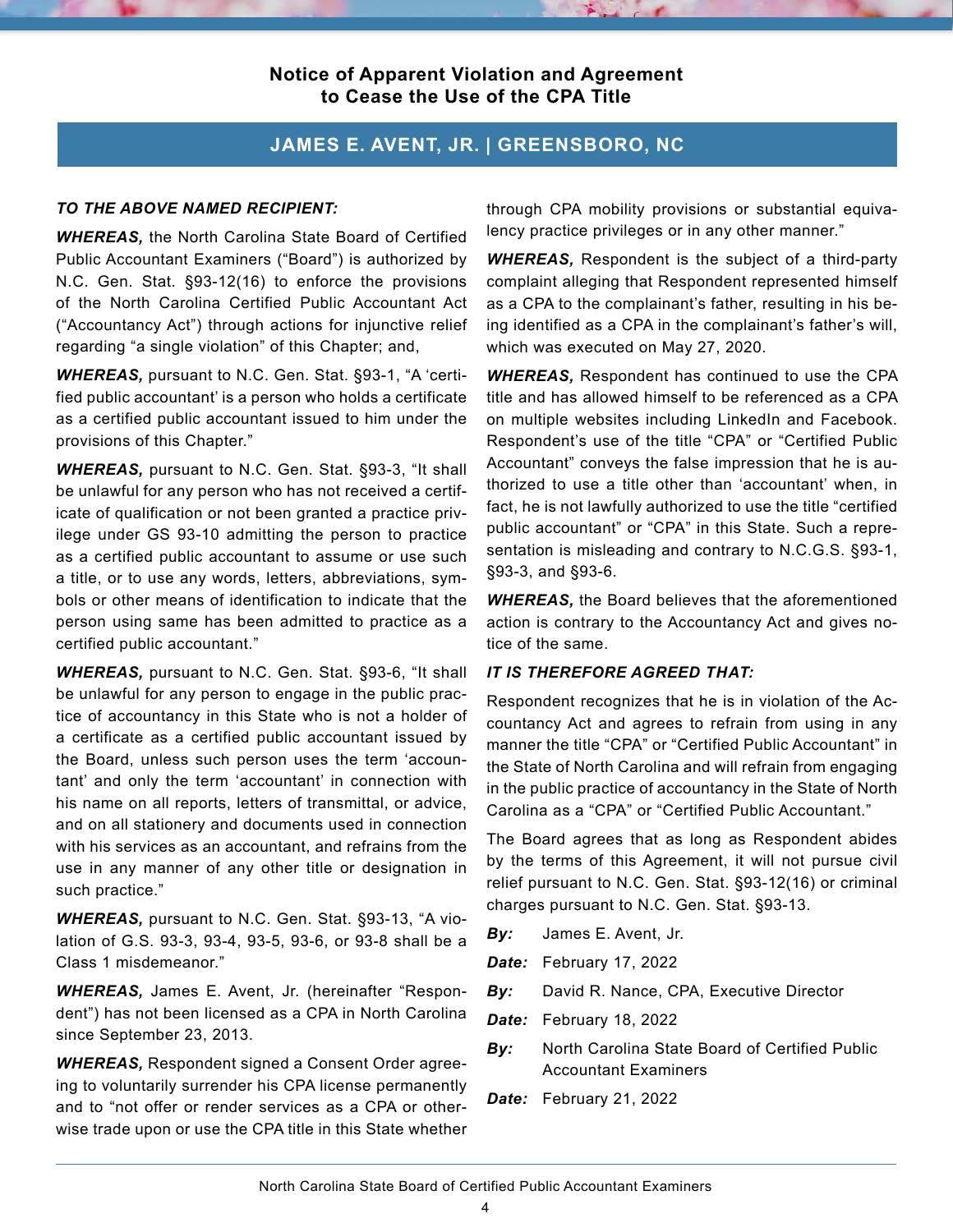## Notice of Apparent Violation and Agreement to Cease the Use of the CPA Title

### JAMES E. AVENT, JR. | GREENSBORO, NC

***TO THE ABOVE NAMED RECIPIENT:***

***WHEREAS,*** the North Carolina State Board of Certified Public Accountant Examiners ("Board") is authorized by N.C. Gen. Stat. §93-12(16) to enforce the provisions of the North Carolina Certified Public Accountant Act ("Accountancy Act") through actions for injunctive relief regarding "a single violation" of this Chapter; and,

***WHEREAS,*** pursuant to N.C. Gen. Stat. §93-1, "A 'certified public accountant' is a person who holds a certificate as a certified public accountant issued to him under the provisions of this Chapter."

***WHEREAS,*** pursuant to N.C. Gen. Stat. §93-3, "It shall be unlawful for any person who has not received a certificate of qualification or not been granted a practice privilege under GS 93-10 admitting the person to practice as a certified public accountant to assume or use such a title, or to use any words, letters, abbreviations, symbols or other means of identification to indicate that the person using same has been admitted to practice as a certified public accountant."

***WHEREAS,*** pursuant to N.C. Gen. Stat. §93-6, "It shall be unlawful for any person to engage in the public practice of accountancy in this State who is not a holder of a certificate as a certified public accountant issued by the Board, unless such person uses the term 'accountant' and only the term 'accountant' in connection with his name on all reports, letters of transmittal, or advice, and on all stationery and documents used in connection with his services as an accountant, and refrains from the use in any manner of any other title or designation in such practice."

***WHEREAS,*** pursuant to N.C. Gen. Stat. §93-13, "A violation of G.S. 93-3, 93-4, 93-5, 93-6, or 93-8 shall be a Class 1 misdemeanor."

***WHEREAS,*** James E. Avent, Jr. (hereinafter "Respondent") has not been licensed as a CPA in North Carolina since September 23, 2013.

***WHEREAS,*** Respondent signed a Consent Order agreeing to voluntarily surrender his CPA license permanently and to "not offer or render services as a CPA or otherwise trade upon or use the CPA title in this State whether through CPA mobility provisions or substantial equivalency practice privileges or in any other manner."

***WHEREAS,*** Respondent is the subject of a third-party complaint alleging that Respondent represented himself as a CPA to the complainant's father, resulting in his being identified as a CPA in the complainant's father's will, which was executed on May 27, 2020.

***WHEREAS,*** Respondent has continued to use the CPA title and has allowed himself to be referenced as a CPA on multiple websites including LinkedIn and Facebook. Respondent's use of the title "CPA" or "Certified Public Accountant" conveys the false impression that he is authorized to use a title other than 'accountant' when, in fact, he is not lawfully authorized to use the title "certified public accountant" or "CPA" in this State. Such a representation is misleading and contrary to N.C.G.S. §93-1, §93-3, and §93-6.

***WHEREAS,*** the Board believes that the aforementioned action is contrary to the Accountancy Act and gives notice of the same.

***IT IS THEREFORE AGREED THAT:***

Respondent recognizes that he is in violation of the Accountancy Act and agrees to refrain from using in any manner the title "CPA" or "Certified Public Accountant" in the State of North Carolina and will refrain from engaging in the public practice of accountancy in the State of North Carolina as a "CPA" or "Certified Public Accountant."

The Board agrees that as long as Respondent abides by the terms of this Agreement, it will not pursue civil relief pursuant to N.C. Gen. Stat. §93-12(16) or criminal charges pursuant to N.C. Gen. Stat. §93-13.

***By:*** James E. Avent, Jr.

***Date:*** February 17, 2022

***By:*** David R. Nance, CPA, Executive Director

***Date:*** February 18, 2022

***By:*** North Carolina State Board of Certified Public Accountant Examiners

***Date:*** February 21, 2022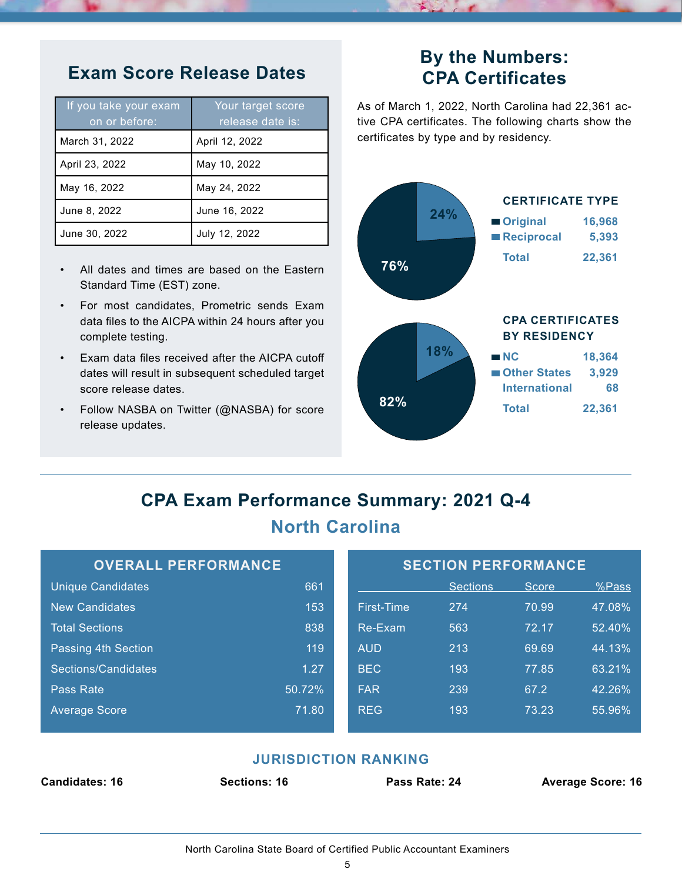## Exam Score Release Dates

| If you take your exam on or before: | Your target score release date is: |
|---|---|
| March 31, 2022 | April 12, 2022 |
| April 23, 2022 | May 10, 2022 |
| May 16, 2022 | May 24, 2022 |
| June 8, 2022 | June 16, 2022 |
| June 30, 2022 | July 12, 2022 |

- All dates and times are based on the Eastern Standard Time (EST) zone.
- For most candidates, Prometric sends Exam data files to the AICPA within 24 hours after you complete testing.
- Exam data files received after the AICPA cutoff dates will result in subsequent scheduled target score release dates.
- Follow NASBA on Twitter (@NASBA) for score release updates.

## By the Numbers: CPA Certificates

As of March 1, 2022, North Carolina had 22,361 active CPA certificates. The following charts show the certificates by type and by residency.

**CERTIFICATE TYPE**

| Type | Count |
|---|---|
| Original | 16,968 |
| Reciprocal | 5,393 |
| Total | 22,361 |

76% Original, 24% Reciprocal

**CPA CERTIFICATES BY RESIDENCY**

| Residency | Count |
|---|---|
| NC | 18,364 |
| Other States | 3,929 |
| International | 68 |
| Total | 22,361 |

82% NC, 18% Other States

## CPA Exam Performance Summary: 2021 Q-4

### North Carolina

**OVERALL PERFORMANCE**

| | |
|---|---|
| Unique Candidates | 661 |
| New Candidates | 153 |
| Total Sections | 838 |
| Passing 4th Section | 119 |
| Sections/Candidates | 1.27 |
| Pass Rate | 50.72% |
| Average Score | 71.80 |

**SECTION PERFORMANCE**

| | Sections | Score | %Pass |
|---|---|---|---|
| First-Time | 274 | 70.99 | 47.08% |
| Re-Exam | 563 | 72.17 | 52.40% |
| AUD | 213 | 69.69 | 44.13% |
| BEC | 193 | 77.85 | 63.21% |
| FAR | 239 | 67.2 | 42.26% |
| REG | 193 | 73.23 | 55.96% |

**JURISDICTION RANKING**

**Candidates: 16** | **Sections: 16** | **Pass Rate: 24** | **Average Score: 16**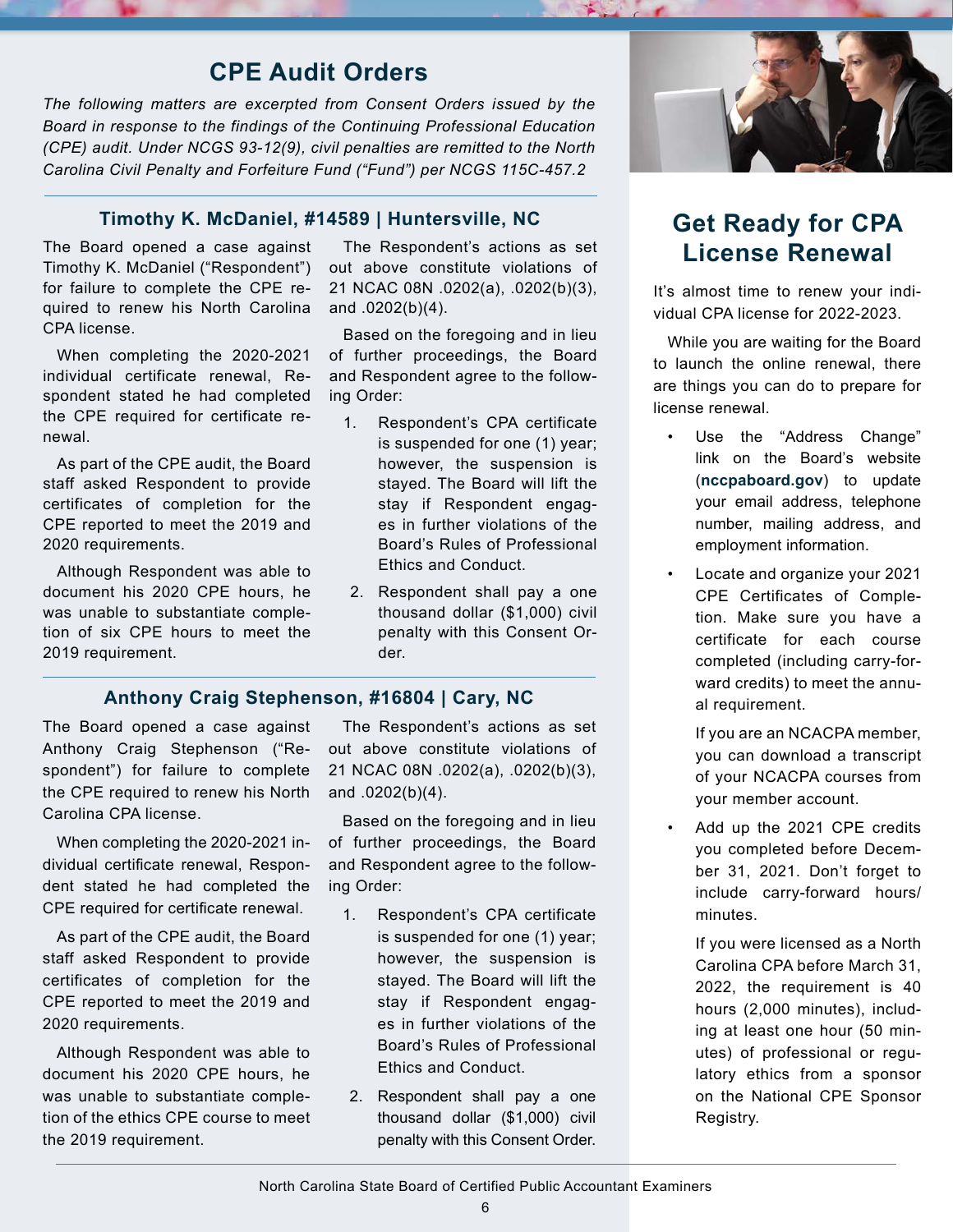## CPE Audit Orders

*The following matters are excerpted from Consent Orders issued by the Board in response to the findings of the Continuing Professional Education (CPE) audit. Under NCGS 93-12(9), civil penalties are remitted to the North Carolina Civil Penalty and Forfeiture Fund ("Fund") per NCGS 115C-457.2*

### Timothy K. McDaniel, #14589 | Huntersville, NC

The Board opened a case against Timothy K. McDaniel ("Respondent") for failure to complete the CPE required to renew his North Carolina CPA license.

When completing the 2020-2021 individual certificate renewal, Respondent stated he had completed the CPE required for certificate renewal.

As part of the CPE audit, the Board staff asked Respondent to provide certificates of completion for the CPE reported to meet the 2019 and 2020 requirements.

Although Respondent was able to document his 2020 CPE hours, he was unable to substantiate completion of six CPE hours to meet the 2019 requirement.

The Respondent's actions as set out above constitute violations of 21 NCAC 08N .0202(a), .0202(b)(3), and .0202(b)(4).

Based on the foregoing and in lieu of further proceedings, the Board and Respondent agree to the following Order:

1. Respondent's CPA certificate is suspended for one (1) year; however, the suspension is stayed. The Board will lift the stay if Respondent engages in further violations of the Board's Rules of Professional Ethics and Conduct.
2. Respondent shall pay a one thousand dollar ($1,000) civil penalty with this Consent Order.

### Anthony Craig Stephenson, #16804 | Cary, NC

The Board opened a case against Anthony Craig Stephenson ("Respondent") for failure to complete the CPE required to renew his North Carolina CPA license.

When completing the 2020-2021 individual certificate renewal, Respondent stated he had completed the CPE required for certificate renewal.

As part of the CPE audit, the Board staff asked Respondent to provide certificates of completion for the CPE reported to meet the 2019 and 2020 requirements.

Although Respondent was able to document his 2020 CPE hours, he was unable to substantiate completion of the ethics CPE course to meet the 2019 requirement.

The Respondent's actions as set out above constitute violations of 21 NCAC 08N .0202(a), .0202(b)(3), and .0202(b)(4).

Based on the foregoing and in lieu of further proceedings, the Board and Respondent agree to the following Order:

1. Respondent's CPA certificate is suspended for one (1) year; however, the suspension is stayed. The Board will lift the stay if Respondent engages in further violations of the Board's Rules of Professional Ethics and Conduct.
2. Respondent shall pay a one thousand dollar ($1,000) civil penalty with this Consent Order.

## Get Ready for CPA License Renewal

It's almost time to renew your individual CPA license for 2022-2023.

While you are waiting for the Board to launch the online renewal, there are things you can do to prepare for license renewal.

- Use the "Address Change" link on the Board's website (**nccpaboard.gov**) to update your email address, telephone number, mailing address, and employment information.
- Locate and organize your 2021 CPE Certificates of Completion. Make sure you have a certificate for each course completed (including carry-forward credits) to meet the annual requirement.

  If you are an NCACPA member, you can download a transcript of your NCACPA courses from your member account.
- Add up the 2021 CPE credits you completed before December 31, 2021. Don't forget to include carry-forward hours/minutes.

  If you were licensed as a North Carolina CPA before March 31, 2022, the requirement is 40 hours (2,000 minutes), including at least one hour (50 minutes) of professional or regulatory ethics from a sponsor on the National CPE Sponsor Registry.

North Carolina State Board of Certified Public Accountant Examiners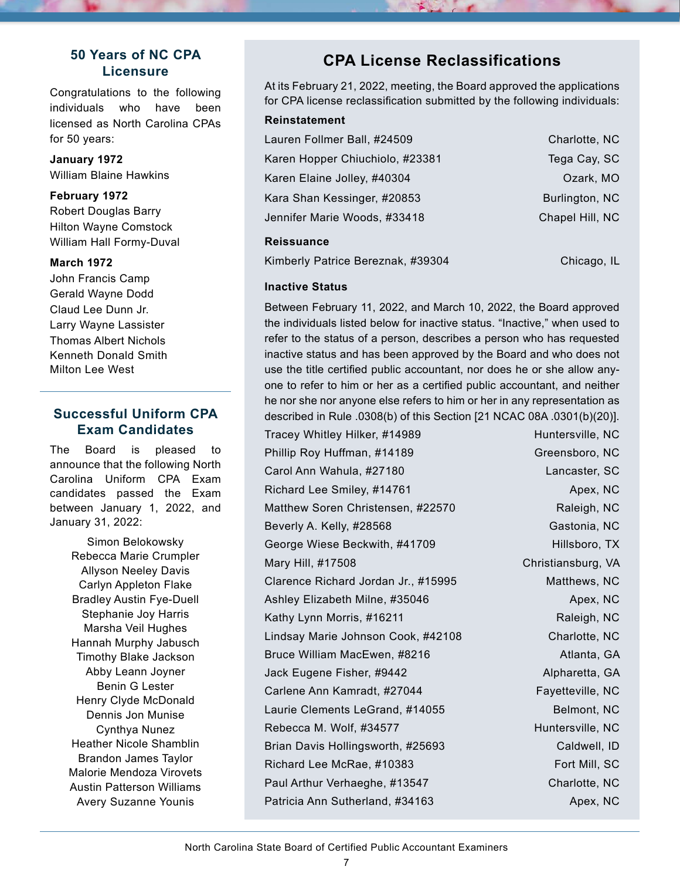## 50 Years of NC CPA Licensure

Congratulations to the following individuals who have been licensed as North Carolina CPAs for 50 years:

**January 1972**
William Blaine Hawkins

**February 1972**
Robert Douglas Barry
Hilton Wayne Comstock
William Hall Formy-Duval

**March 1972**
John Francis Camp
Gerald Wayne Dodd
Claud Lee Dunn Jr.
Larry Wayne Lassister
Thomas Albert Nichols
Kenneth Donald Smith
Milton Lee West

## Successful Uniform CPA Exam Candidates

The Board is pleased to announce that the following North Carolina Uniform CPA Exam candidates passed the Exam between January 1, 2022, and January 31, 2022:

Simon Belokowsky
Rebecca Marie Crumpler
Allyson Neeley Davis
Carlyn Appleton Flake
Bradley Austin Fye-Duell
Stephanie Joy Harris
Marsha Veil Hughes
Hannah Murphy Jabusch
Timothy Blake Jackson
Abby Leann Joyner
Benin G Lester
Henry Clyde McDonald
Dennis Jon Munise
Cynthya Nunez
Heather Nicole Shamblin
Brandon James Taylor
Malorie Mendoza Virovets
Austin Patterson Williams
Avery Suzanne Younis

## CPA License Reclassifications

At its February 21, 2022, meeting, the Board approved the applications for CPA license reclassification submitted by the following individuals:

**Reinstatement**

| | |
|---|---|
| Lauren Follmer Ball, #24509 | Charlotte, NC |
| Karen Hopper Chiuchiolo, #23381 | Tega Cay, SC |
| Karen Elaine Jolley, #40304 | Ozark, MO |
| Kara Shan Kessinger, #20853 | Burlington, NC |
| Jennifer Marie Woods, #33418 | Chapel Hill, NC |

**Reissuance**

| | |
|---|---|
| Kimberly Patrice Bereznak, #39304 | Chicago, IL |

**Inactive Status**

Between February 11, 2022, and March 10, 2022, the Board approved the individuals listed below for inactive status. “Inactive,” when used to refer to the status of a person, describes a person who has requested inactive status and has been approved by the Board and who does not use the title certified public accountant, nor does he or she allow anyone to refer to him or her as a certified public accountant, and neither he nor she nor anyone else refers to him or her in any representation as described in Rule .0308(b) of this Section [21 NCAC 08A .0301(b)(20)].

| | |
|---|---|
| Tracey Whitley Hilker, #14989 | Huntersville, NC |
| Phillip Roy Huffman, #14189 | Greensboro, NC |
| Carol Ann Wahula, #27180 | Lancaster, SC |
| Richard Lee Smiley, #14761 | Apex, NC |
| Matthew Soren Christensen, #22570 | Raleigh, NC |
| Beverly A. Kelly, #28568 | Gastonia, NC |
| George Wiese Beckwith, #41709 | Hillsboro, TX |
| Mary Hill, #17508 | Christiansburg, VA |
| Clarence Richard Jordan Jr., #15995 | Matthews, NC |
| Ashley Elizabeth Milne, #35046 | Apex, NC |
| Kathy Lynn Morris, #16211 | Raleigh, NC |
| Lindsay Marie Johnson Cook, #42108 | Charlotte, NC |
| Bruce William MacEwen, #8216 | Atlanta, GA |
| Jack Eugene Fisher, #9442 | Alpharetta, GA |
| Carlene Ann Kamradt, #27044 | Fayetteville, NC |
| Laurie Clements LeGrand, #14055 | Belmont, NC |
| Rebecca M. Wolf, #34577 | Huntersville, NC |
| Brian Davis Hollingsworth, #25693 | Caldwell, ID |
| Richard Lee McRae, #10383 | Fort Mill, SC |
| Paul Arthur Verhaeghe, #13547 | Charlotte, NC |
| Patricia Ann Sutherland, #34163 | Apex, NC |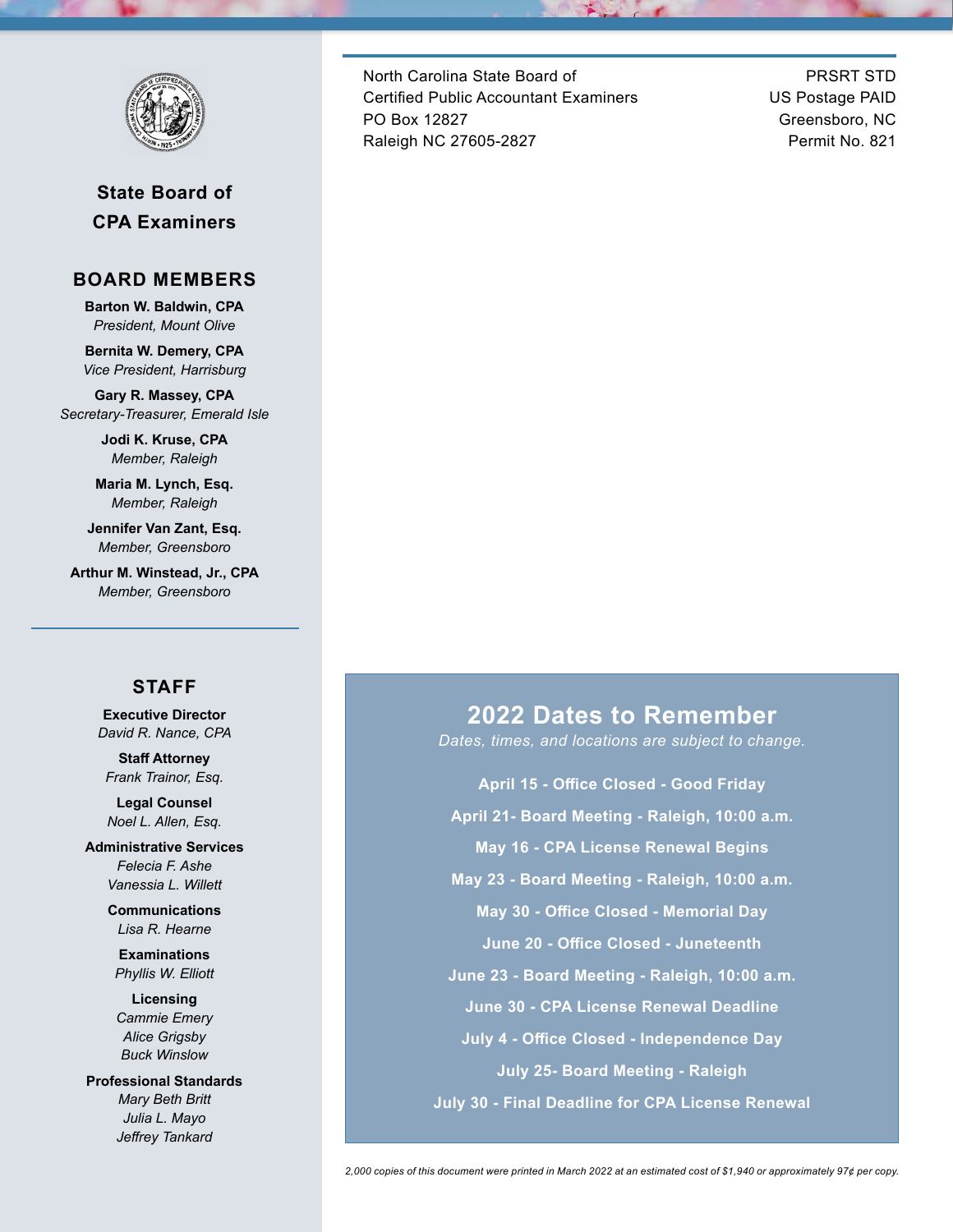**State Board of CPA Examiners**

## BOARD MEMBERS

**Barton W. Baldwin, CPA**
*President, Mount Olive*

**Bernita W. Demery, CPA**
*Vice President, Harrisburg*

**Gary R. Massey, CPA**
*Secretary-Treasurer, Emerald Isle*

**Jodi K. Kruse, CPA**
*Member, Raleigh*

**Maria M. Lynch, Esq.**
*Member, Raleigh*

**Jennifer Van Zant, Esq.**
*Member, Greensboro*

**Arthur M. Winstead, Jr., CPA**
*Member, Greensboro*

## STAFF

**Executive Director**
*David R. Nance, CPA*

**Staff Attorney**
*Frank Trainor, Esq.*

**Legal Counsel**
*Noel L. Allen, Esq.*

**Administrative Services**
*Felecia F. Ashe*
*Vanessia L. Willett*

**Communications**
*Lisa R. Hearne*

**Examinations**
*Phyllis W. Elliott*

**Licensing**
*Cammie Emery*
*Alice Grigsby*
*Buck Winslow*

**Professional Standards**
*Mary Beth Britt*
*Julia L. Mayo*
*Jeffrey Tankard*

North Carolina State Board of
Certified Public Accountant Examiners
PO Box 12827
Raleigh NC 27605-2827

PRSRT STD
US Postage PAID
Greensboro, NC
Permit No. 821

## 2022 Dates to Remember

*Dates, times, and locations are subject to change.*

**April 15 - Office Closed - Good Friday**

**April 21- Board Meeting - Raleigh, 10:00 a.m.**

**May 16 - CPA License Renewal Begins**

**May 23 - Board Meeting - Raleigh, 10:00 a.m.**

**May 30 - Office Closed - Memorial Day**

**June 20 - Office Closed - Juneteenth**

**June 23 - Board Meeting - Raleigh, 10:00 a.m.**

**June 30 - CPA License Renewal Deadline**

**July 4 - Office Closed - Independence Day**

**July 25- Board Meeting - Raleigh**

**July 30 - Final Deadline for CPA License Renewal**

*2,000 copies of this document were printed in March 2022 at an estimated cost of $1,940 or approximately 97¢ per copy.*